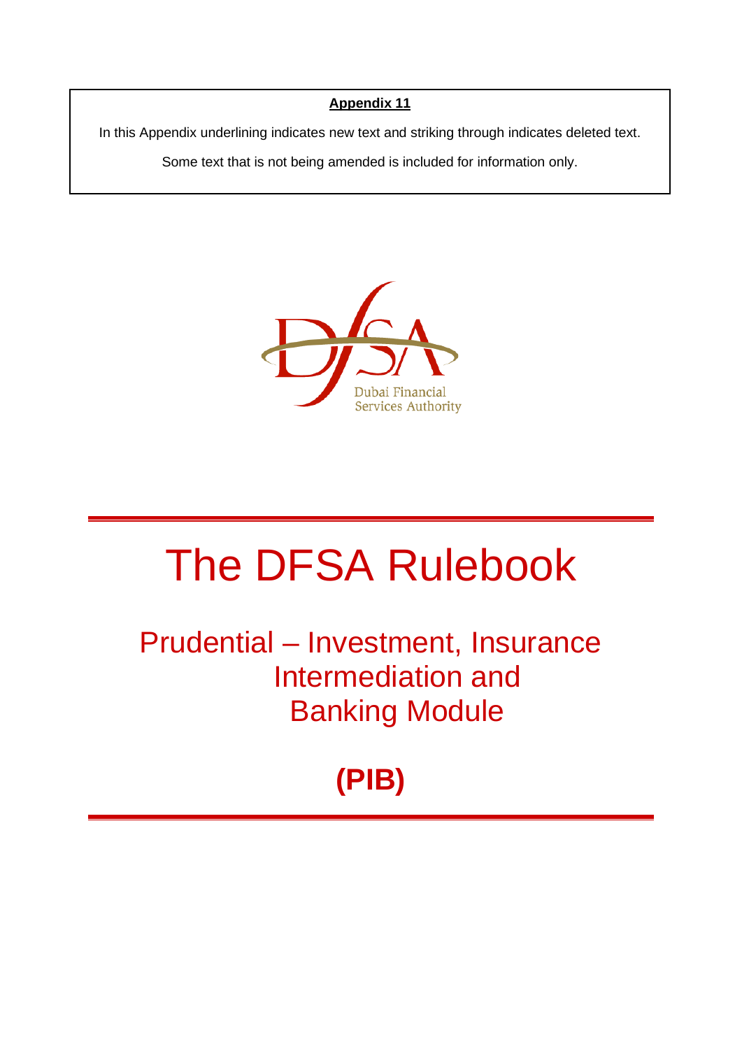**Appendix 11**

In this Appendix underlining indicates new text and striking through indicates deleted text.

Some text that is not being amended is included for information only.

Dubai Financial Services Authority

# The DFSA Rulebook

## Prudential – Investment, Insurance Intermediation and Banking Module

## (PIB)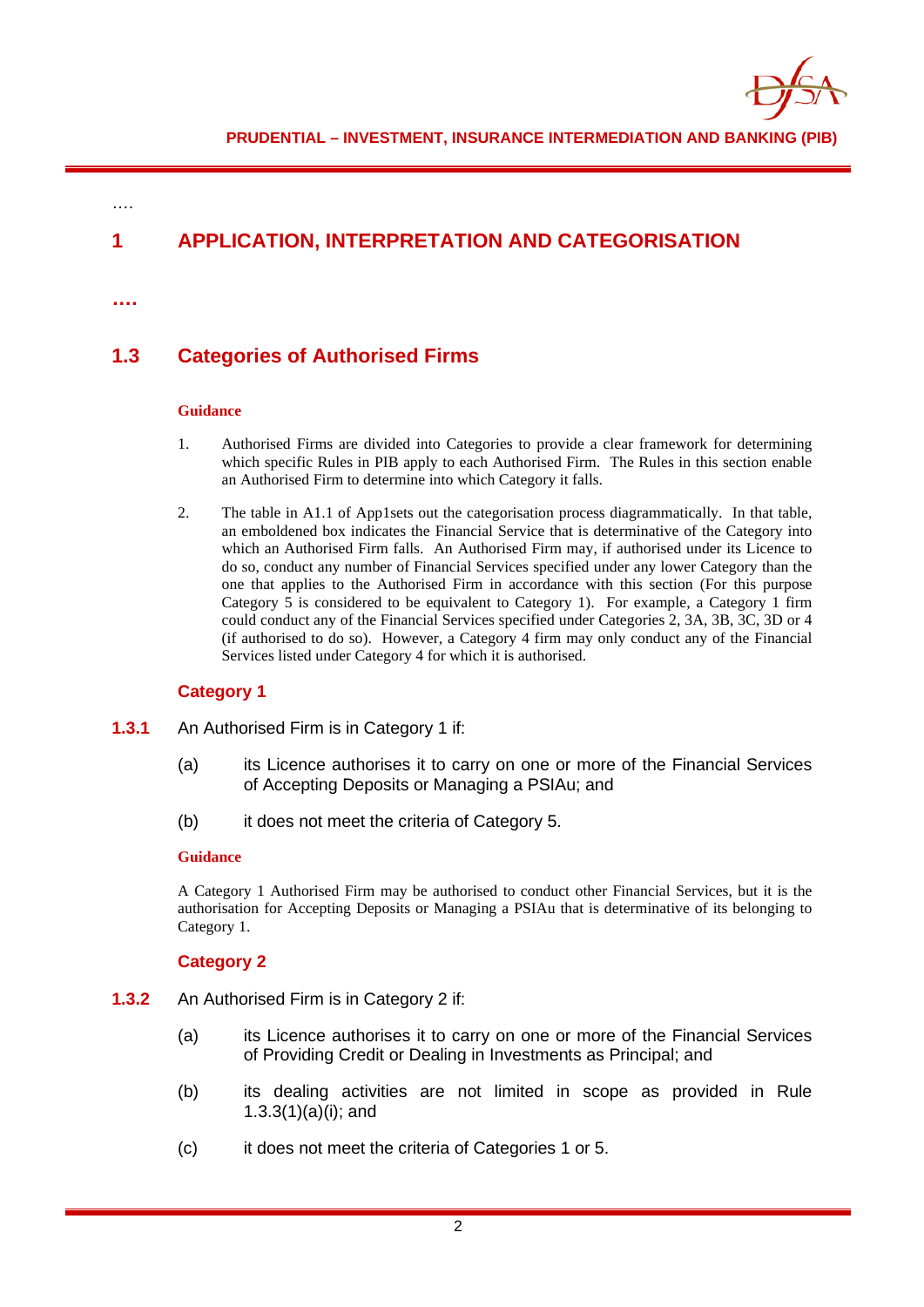….

# 1 APPLICATION, INTERPRETATION AND CATEGORISATION

**….**

## 1.3 Categories of Authorised Firms

**Guidance**

1. Authorised Firms are divided into Categories to provide a clear framework for determining which specific Rules in PIB apply to each Authorised Firm. The Rules in this section enable an Authorised Firm to determine into which Category it falls.

2. The table in A1.1 of App1sets out the categorisation process diagrammatically. In that table, an emboldened box indicates the Financial Service that is determinative of the Category into which an Authorised Firm falls. An Authorised Firm may, if authorised under its Licence to do so, conduct any number of Financial Services specified under any lower Category than the one that applies to the Authorised Firm in accordance with this section (For this purpose Category 5 is considered to be equivalent to Category 1). For example, a Category 1 firm could conduct any of the Financial Services specified under Categories 2, 3A, 3B, 3C, 3D or 4 (if authorised to do so). However, a Category 4 firm may only conduct any of the Financial Services listed under Category 4 for which it is authorised.

### Category 1

**1.3.1** An Authorised Firm is in Category 1 if:

(a) its Licence authorises it to carry on one or more of the Financial Services of Accepting Deposits or Managing a PSIAu; and

(b) it does not meet the criteria of Category 5.

**Guidance**

A Category 1 Authorised Firm may be authorised to conduct other Financial Services, but it is the authorisation for Accepting Deposits or Managing a PSIAu that is determinative of its belonging to Category 1.

### Category 2

**1.3.2** An Authorised Firm is in Category 2 if:

(a) its Licence authorises it to carry on one or more of the Financial Services of Providing Credit or Dealing in Investments as Principal; and

(b) its dealing activities are not limited in scope as provided in Rule 1.3.3(1)(a)(i); and

(c) it does not meet the criteria of Categories 1 or 5.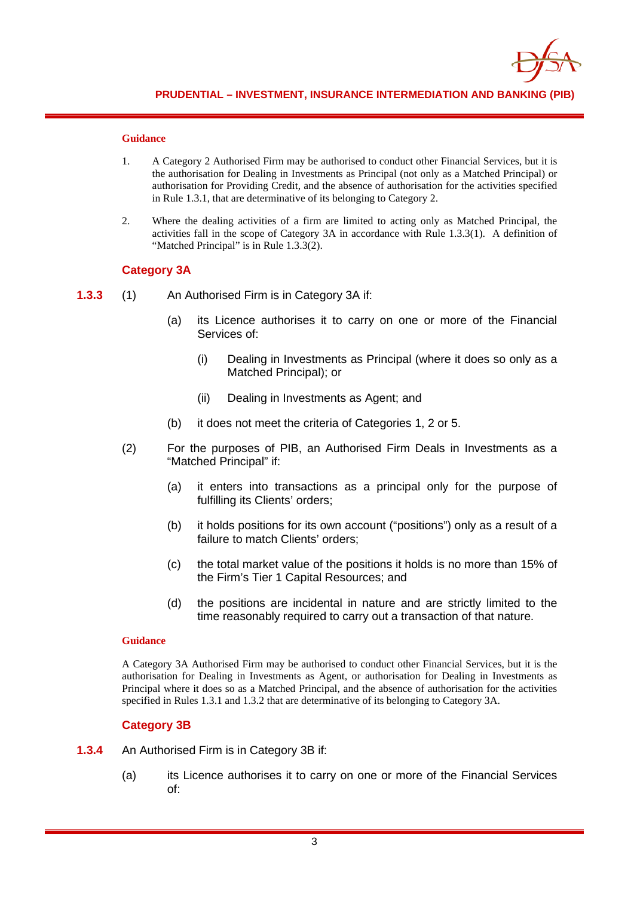**Guidance**

1. A Category 2 Authorised Firm may be authorised to conduct other Financial Services, but it is the authorisation for Dealing in Investments as Principal (not only as a Matched Principal) or authorisation for Providing Credit, and the absence of authorisation for the activities specified in Rule 1.3.1, that are determinative of its belonging to Category 2.

2. Where the dealing activities of a firm are limited to acting only as Matched Principal, the activities fall in the scope of Category 3A in accordance with Rule 1.3.3(1). A definition of "Matched Principal" is in Rule 1.3.3(2).

### Category 3A

**1.3.3** (1) An Authorised Firm is in Category 3A if:

(a) its Licence authorises it to carry on one or more of the Financial Services of:

(i) Dealing in Investments as Principal (where it does so only as a Matched Principal); or

(ii) Dealing in Investments as Agent; and

(b) it does not meet the criteria of Categories 1, 2 or 5.

(2) For the purposes of PIB, an Authorised Firm Deals in Investments as a "Matched Principal" if:

(a) it enters into transactions as a principal only for the purpose of fulfilling its Clients' orders;

(b) it holds positions for its own account ("positions") only as a result of a failure to match Clients' orders;

(c) the total market value of the positions it holds is no more than 15% of the Firm's Tier 1 Capital Resources; and

(d) the positions are incidental in nature and are strictly limited to the time reasonably required to carry out a transaction of that nature.

**Guidance**

A Category 3A Authorised Firm may be authorised to conduct other Financial Services, but it is the authorisation for Dealing in Investments as Agent, or authorisation for Dealing in Investments as Principal where it does so as a Matched Principal, and the absence of authorisation for the activities specified in Rules 1.3.1 and 1.3.2 that are determinative of its belonging to Category 3A.

### Category 3B

**1.3.4** An Authorised Firm is in Category 3B if:

(a) its Licence authorises it to carry on one or more of the Financial Services of: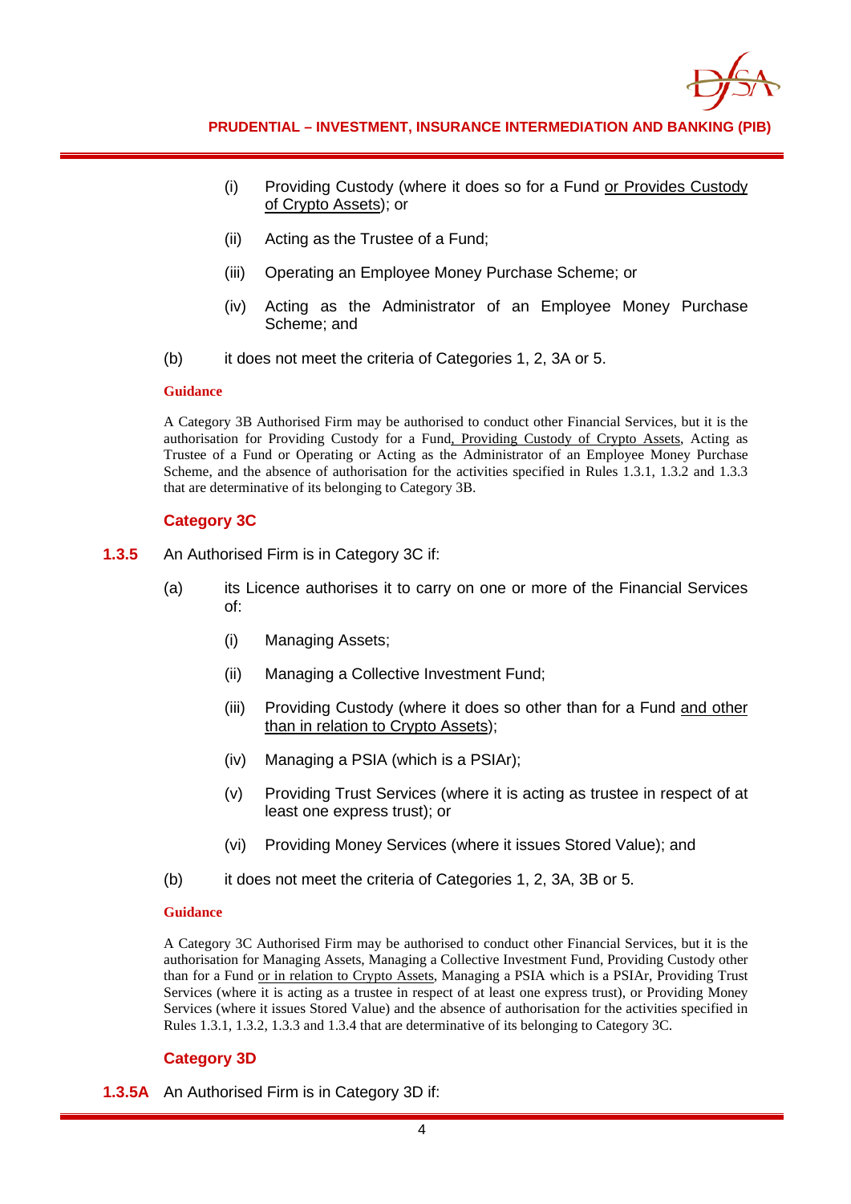(i) Providing Custody (where it does so for a Fund or Provides Custody of Crypto Assets); or

(ii) Acting as the Trustee of a Fund;

(iii) Operating an Employee Money Purchase Scheme; or

(iv) Acting as the Administrator of an Employee Money Purchase Scheme; and

(b) it does not meet the criteria of Categories 1, 2, 3A or 5.

**Guidance**

A Category 3B Authorised Firm may be authorised to conduct other Financial Services, but it is the authorisation for Providing Custody for a Fund, Providing Custody of Crypto Assets, Acting as Trustee of a Fund or Operating or Acting as the Administrator of an Employee Money Purchase Scheme, and the absence of authorisation for the activities specified in Rules 1.3.1, 1.3.2 and 1.3.3 that are determinative of its belonging to Category 3B.

### Category 3C

**1.3.5** An Authorised Firm is in Category 3C if:

(a) its Licence authorises it to carry on one or more of the Financial Services of:

(i) Managing Assets;

(ii) Managing a Collective Investment Fund;

(iii) Providing Custody (where it does so other than for a Fund and other than in relation to Crypto Assets);

(iv) Managing a PSIA (which is a PSIAr);

(v) Providing Trust Services (where it is acting as trustee in respect of at least one express trust); or

(vi) Providing Money Services (where it issues Stored Value); and

(b) it does not meet the criteria of Categories 1, 2, 3A, 3B or 5.

**Guidance**

A Category 3C Authorised Firm may be authorised to conduct other Financial Services, but it is the authorisation for Managing Assets, Managing a Collective Investment Fund, Providing Custody other than for a Fund or in relation to Crypto Assets, Managing a PSIA which is a PSIAr, Providing Trust Services (where it is acting as a trustee in respect of at least one express trust), or Providing Money Services (where it issues Stored Value) and the absence of authorisation for the activities specified in Rules 1.3.1, 1.3.2, 1.3.3 and 1.3.4 that are determinative of its belonging to Category 3C.

### Category 3D

**1.3.5A** An Authorised Firm is in Category 3D if: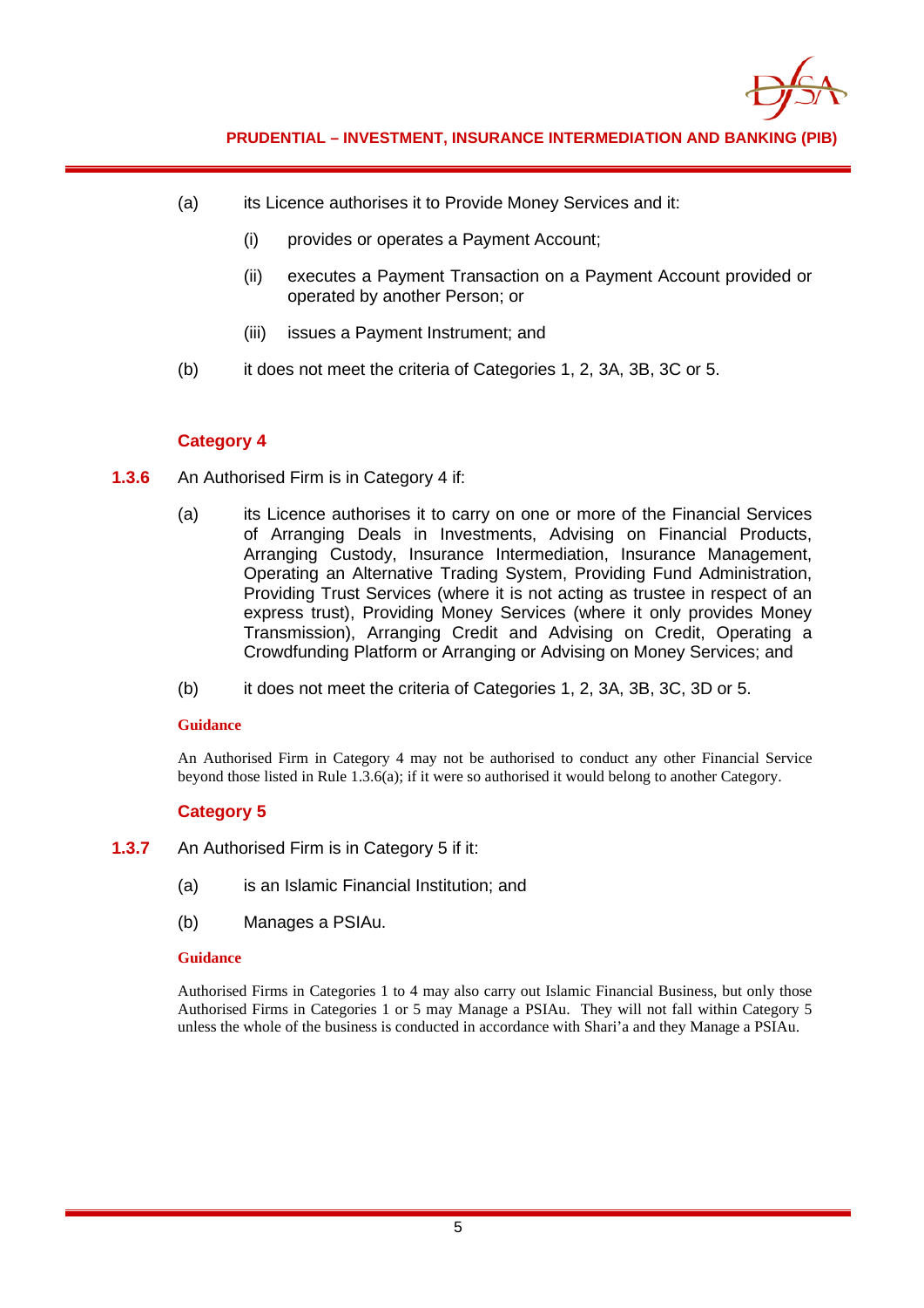(a) its Licence authorises it to Provide Money Services and it:

  (i) provides or operates a Payment Account;

  (ii) executes a Payment Transaction on a Payment Account provided or operated by another Person; or

  (iii) issues a Payment Instrument; and

(b) it does not meet the criteria of Categories 1, 2, 3A, 3B, 3C or 5.

### Category 4

**1.3.6** An Authorised Firm is in Category 4 if:

(a) its Licence authorises it to carry on one or more of the Financial Services of Arranging Deals in Investments, Advising on Financial Products, Arranging Custody, Insurance Intermediation, Insurance Management, Operating an Alternative Trading System, Providing Fund Administration, Providing Trust Services (where it is not acting as trustee in respect of an express trust), Providing Money Services (where it only provides Money Transmission), Arranging Credit and Advising on Credit, Operating a Crowdfunding Platform or Arranging or Advising on Money Services; and

(b) it does not meet the criteria of Categories 1, 2, 3A, 3B, 3C, 3D or 5.

**Guidance**

An Authorised Firm in Category 4 may not be authorised to conduct any other Financial Service beyond those listed in Rule 1.3.6(a); if it were so authorised it would belong to another Category.

### Category 5

**1.3.7** An Authorised Firm is in Category 5 if it:

(a) is an Islamic Financial Institution; and

(b) Manages a PSIAu.

**Guidance**

Authorised Firms in Categories 1 to 4 may also carry out Islamic Financial Business, but only those Authorised Firms in Categories 1 or 5 may Manage a PSIAu. They will not fall within Category 5 unless the whole of the business is conducted in accordance with Shari'a and they Manage a PSIAu.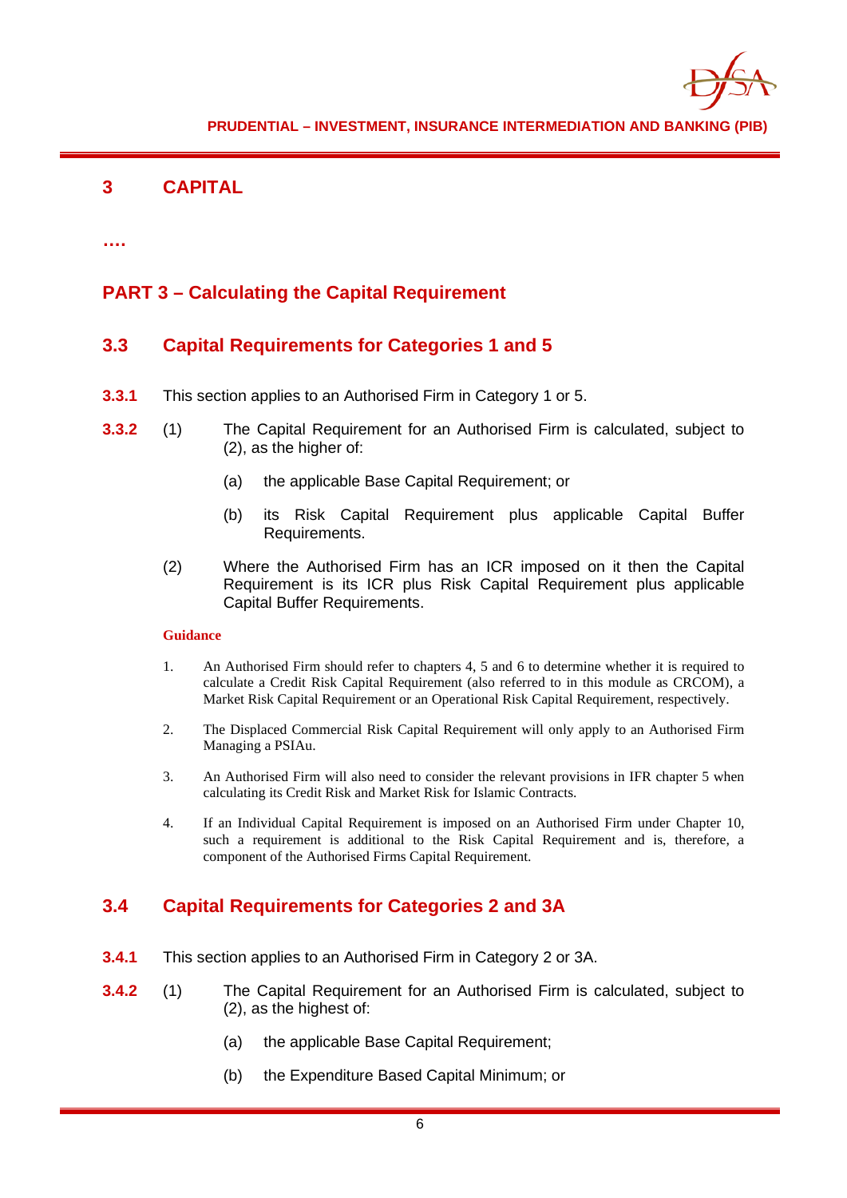# 3 CAPITAL

….

## PART 3 – Calculating the Capital Requirement

### 3.3 Capital Requirements for Categories 1 and 5

**3.3.1** This section applies to an Authorised Firm in Category 1 or 5.

**3.3.2** (1) The Capital Requirement for an Authorised Firm is calculated, subject to (2), as the higher of:

(a) the applicable Base Capital Requirement; or

(b) its Risk Capital Requirement plus applicable Capital Buffer Requirements.

(2) Where the Authorised Firm has an ICR imposed on it then the Capital Requirement is its ICR plus Risk Capital Requirement plus applicable Capital Buffer Requirements.

**Guidance**

1. An Authorised Firm should refer to chapters 4, 5 and 6 to determine whether it is required to calculate a Credit Risk Capital Requirement (also referred to in this module as CRCOM), a Market Risk Capital Requirement or an Operational Risk Capital Requirement, respectively.
2. The Displaced Commercial Risk Capital Requirement will only apply to an Authorised Firm Managing a PSIAu.
3. An Authorised Firm will also need to consider the relevant provisions in IFR chapter 5 when calculating its Credit Risk and Market Risk for Islamic Contracts.
4. If an Individual Capital Requirement is imposed on an Authorised Firm under Chapter 10, such a requirement is additional to the Risk Capital Requirement and is, therefore, a component of the Authorised Firms Capital Requirement.

### 3.4 Capital Requirements for Categories 2 and 3A

**3.4.1** This section applies to an Authorised Firm in Category 2 or 3A.

**3.4.2** (1) The Capital Requirement for an Authorised Firm is calculated, subject to (2), as the highest of:

(a) the applicable Base Capital Requirement;

(b) the Expenditure Based Capital Minimum; or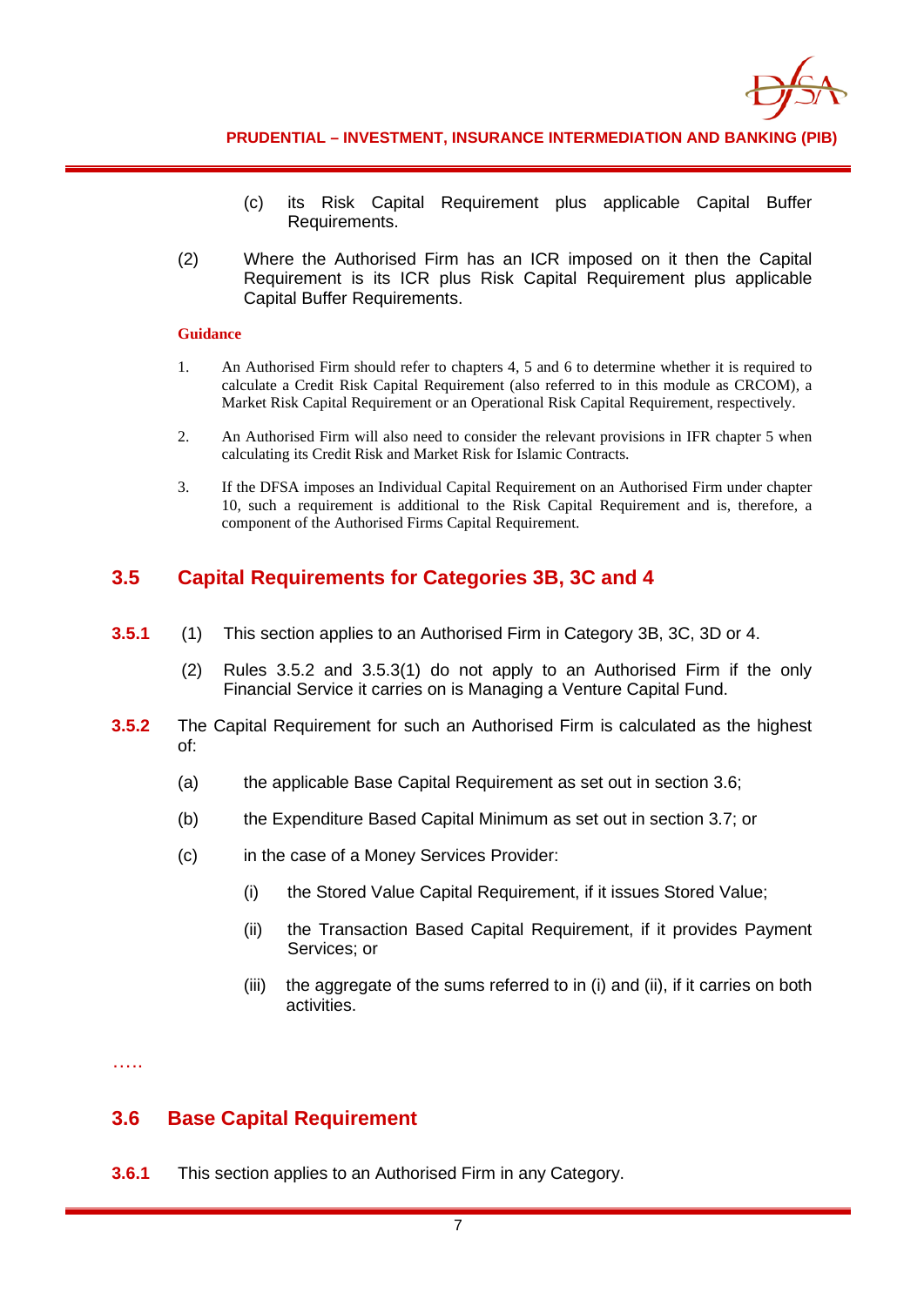(c) its Risk Capital Requirement plus applicable Capital Buffer Requirements.

(2) Where the Authorised Firm has an ICR imposed on it then the Capital Requirement is its ICR plus Risk Capital Requirement plus applicable Capital Buffer Requirements.

**Guidance**

1. An Authorised Firm should refer to chapters 4, 5 and 6 to determine whether it is required to calculate a Credit Risk Capital Requirement (also referred to in this module as CRCOM), a Market Risk Capital Requirement or an Operational Risk Capital Requirement, respectively.

2. An Authorised Firm will also need to consider the relevant provisions in IFR chapter 5 when calculating its Credit Risk and Market Risk for Islamic Contracts.

3. If the DFSA imposes an Individual Capital Requirement on an Authorised Firm under chapter 10, such a requirement is additional to the Risk Capital Requirement and is, therefore, a component of the Authorised Firms Capital Requirement.

## 3.5 Capital Requirements for Categories 3B, 3C and 4

**3.5.1** (1) This section applies to an Authorised Firm in Category 3B, 3C, 3D or 4.

(2) Rules 3.5.2 and 3.5.3(1) do not apply to an Authorised Firm if the only Financial Service it carries on is Managing a Venture Capital Fund.

**3.5.2** The Capital Requirement for such an Authorised Firm is calculated as the highest of:

(a) the applicable Base Capital Requirement as set out in section 3.6;

(b) the Expenditure Based Capital Minimum as set out in section 3.7; or

(c) in the case of a Money Services Provider:

(i) the Stored Value Capital Requirement, if it issues Stored Value;

(ii) the Transaction Based Capital Requirement, if it provides Payment Services; or

(iii) the aggregate of the sums referred to in (i) and (ii), if it carries on both activities.

…..

## 3.6 Base Capital Requirement

**3.6.1** This section applies to an Authorised Firm in any Category.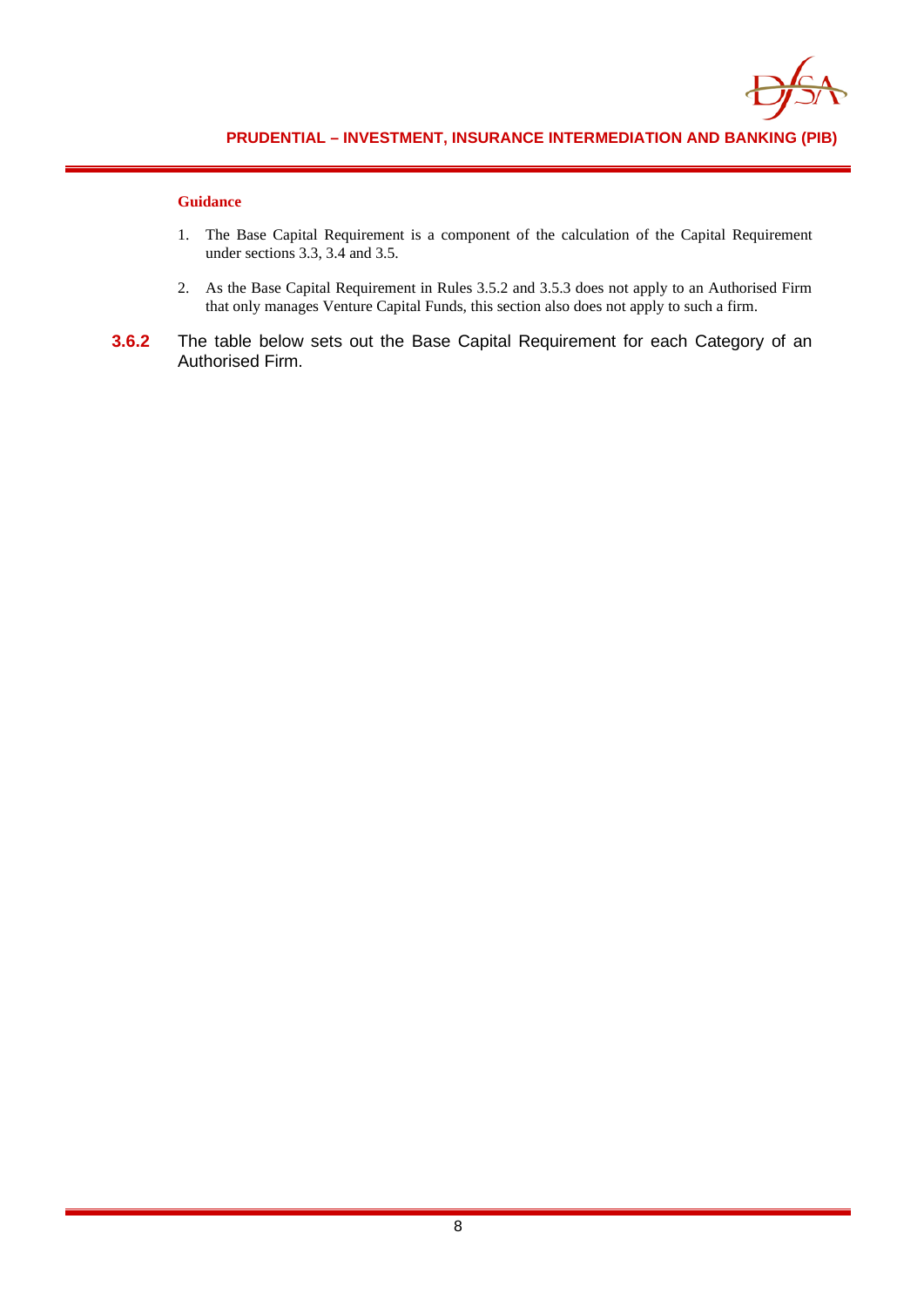**Guidance**

1. The Base Capital Requirement is a component of the calculation of the Capital Requirement under sections 3.3, 3.4 and 3.5.

2. As the Base Capital Requirement in Rules 3.5.2 and 3.5.3 does not apply to an Authorised Firm that only manages Venture Capital Funds, this section also does not apply to such a firm.

**3.6.2** The table below sets out the Base Capital Requirement for each Category of an Authorised Firm.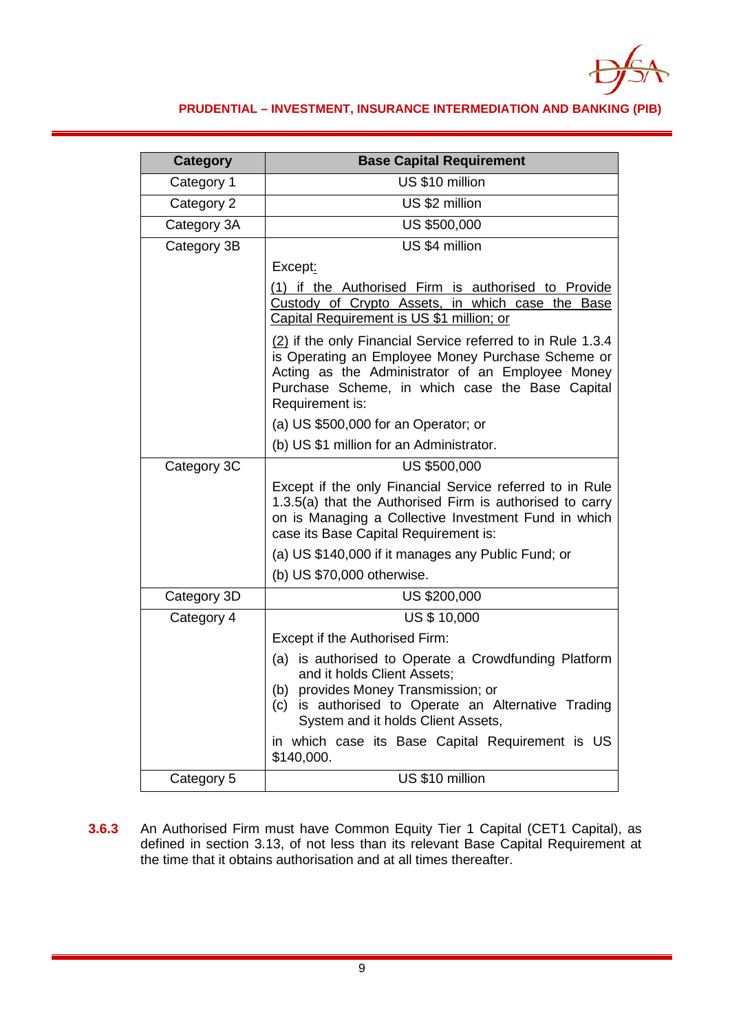| Category | Base Capital Requirement |
|---|---|
| Category 1 | US $10 million |
| Category 2 | US $2 million |
| Category 3A | US $500,000 |
| Category 3B | US $4 million<br><br>Except:<br><br>(1) if the Authorised Firm is authorised to Provide Custody of Crypto Assets, in which case the Base Capital Requirement is US $1 million; or<br><br>(2) if the only Financial Service referred to in Rule 1.3.4 is Operating an Employee Money Purchase Scheme or Acting as the Administrator of an Employee Money Purchase Scheme, in which case the Base Capital Requirement is:<br><br>(a) US $500,000 for an Operator; or<br><br>(b) US $1 million for an Administrator. |
| Category 3C | US $500,000<br><br>Except if the only Financial Service referred to in Rule 1.3.5(a) that the Authorised Firm is authorised to carry on is Managing a Collective Investment Fund in which case its Base Capital Requirement is:<br><br>(a) US $140,000 if it manages any Public Fund; or<br><br>(b) US $70,000 otherwise. |
| Category 3D | US $200,000 |
| Category 4 | US $ 10,000<br><br>Except if the Authorised Firm:<br><br>(a) is authorised to Operate a Crowdfunding Platform and it holds Client Assets;<br>(b) provides Money Transmission; or<br>(c) is authorised to Operate an Alternative Trading System and it holds Client Assets,<br><br>in which case its Base Capital Requirement is US $140,000. |
| Category 5 | US $10 million |

**3.6.3** An Authorised Firm must have Common Equity Tier 1 Capital (CET1 Capital), as defined in section 3.13, of not less than its relevant Base Capital Requirement at the time that it obtains authorisation and at all times thereafter.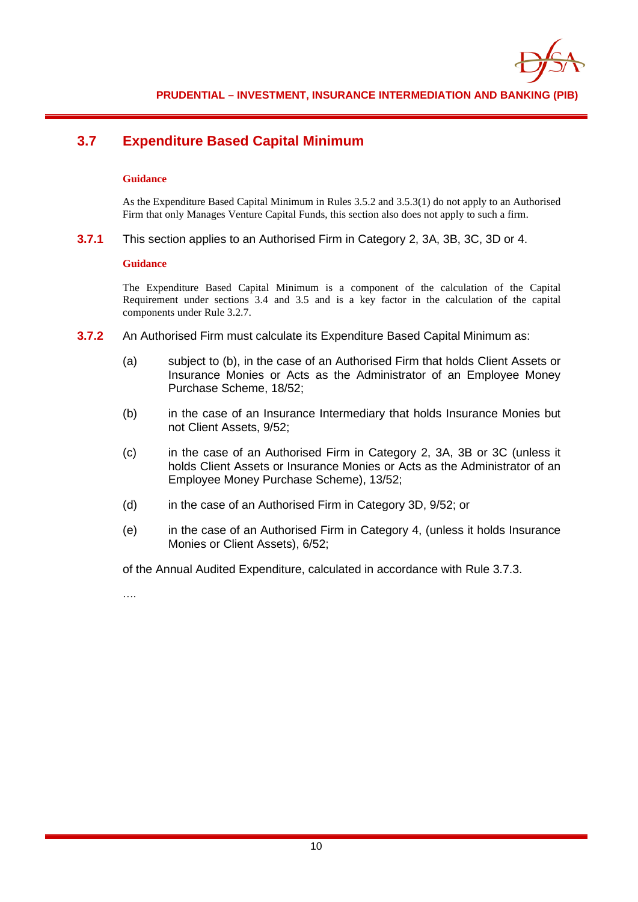## 3.7 Expenditure Based Capital Minimum

**Guidance**

As the Expenditure Based Capital Minimum in Rules 3.5.2 and 3.5.3(1) do not apply to an Authorised Firm that only Manages Venture Capital Funds, this section also does not apply to such a firm.

**3.7.1** This section applies to an Authorised Firm in Category 2, 3A, 3B, 3C, 3D or 4.

**Guidance**

The Expenditure Based Capital Minimum is a component of the calculation of the Capital Requirement under sections 3.4 and 3.5 and is a key factor in the calculation of the capital components under Rule 3.2.7.

**3.7.2** An Authorised Firm must calculate its Expenditure Based Capital Minimum as:

(a) subject to (b), in the case of an Authorised Firm that holds Client Assets or Insurance Monies or Acts as the Administrator of an Employee Money Purchase Scheme, 18/52;

(b) in the case of an Insurance Intermediary that holds Insurance Monies but not Client Assets, 9/52;

(c) in the case of an Authorised Firm in Category 2, 3A, 3B or 3C (unless it holds Client Assets or Insurance Monies or Acts as the Administrator of an Employee Money Purchase Scheme), 13/52;

(d) in the case of an Authorised Firm in Category 3D, 9/52; or

(e) in the case of an Authorised Firm in Category 4, (unless it holds Insurance Monies or Client Assets), 6/52;

of the Annual Audited Expenditure, calculated in accordance with Rule 3.7.3.

….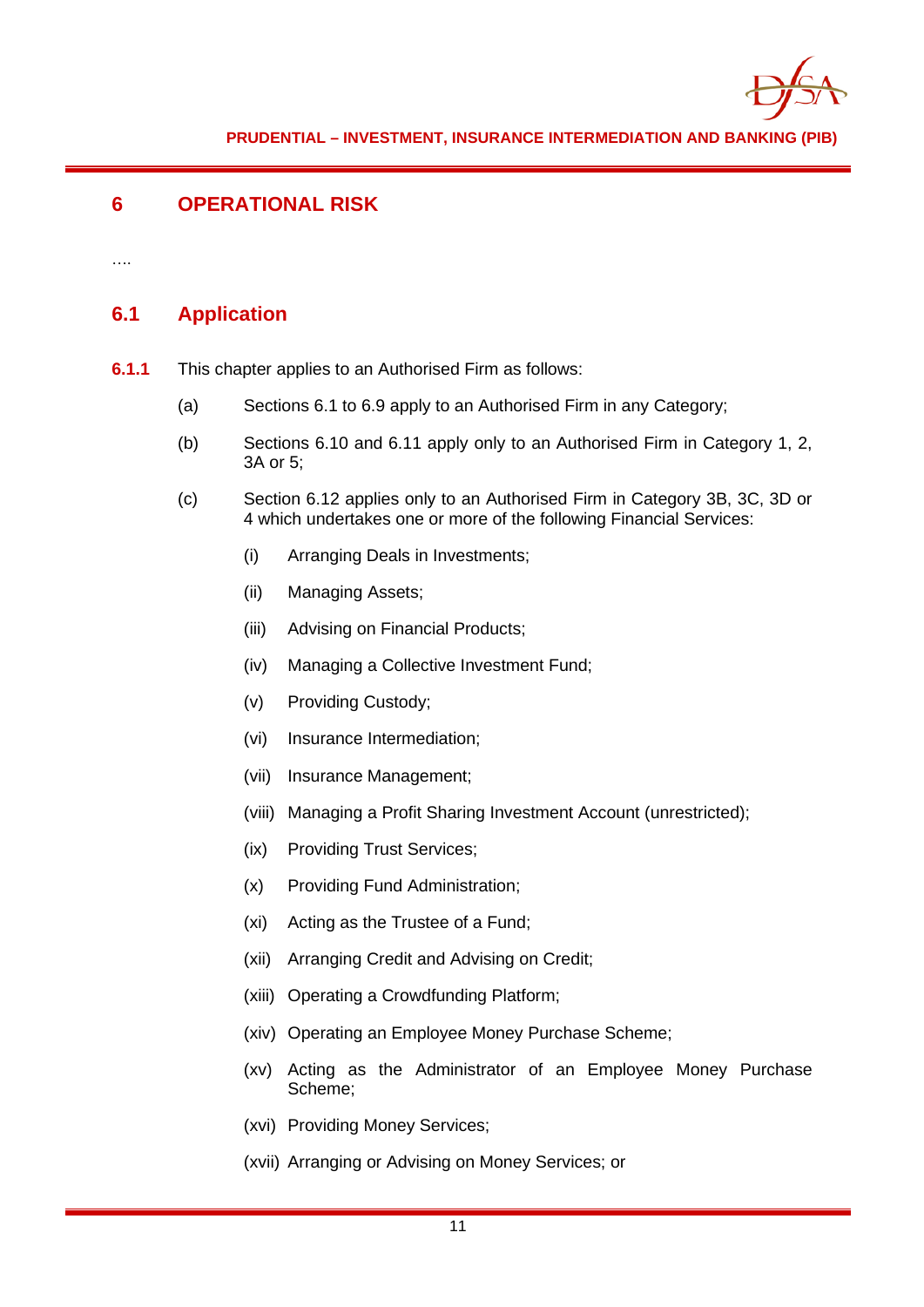## 6 OPERATIONAL RISK

….

### 6.1 Application

**6.1.1** This chapter applies to an Authorised Firm as follows:

(a) Sections 6.1 to 6.9 apply to an Authorised Firm in any Category;

(b) Sections 6.10 and 6.11 apply only to an Authorised Firm in Category 1, 2, 3A or 5;

(c) Section 6.12 applies only to an Authorised Firm in Category 3B, 3C, 3D or 4 which undertakes one or more of the following Financial Services:

(i) Arranging Deals in Investments;

(ii) Managing Assets;

(iii) Advising on Financial Products;

(iv) Managing a Collective Investment Fund;

(v) Providing Custody;

(vi) Insurance Intermediation;

(vii) Insurance Management;

(viii) Managing a Profit Sharing Investment Account (unrestricted);

(ix) Providing Trust Services;

(x) Providing Fund Administration;

(xi) Acting as the Trustee of a Fund;

(xii) Arranging Credit and Advising on Credit;

(xiii) Operating a Crowdfunding Platform;

(xiv) Operating an Employee Money Purchase Scheme;

(xv) Acting as the Administrator of an Employee Money Purchase Scheme;

(xvi) Providing Money Services;

(xvii) Arranging or Advising on Money Services; or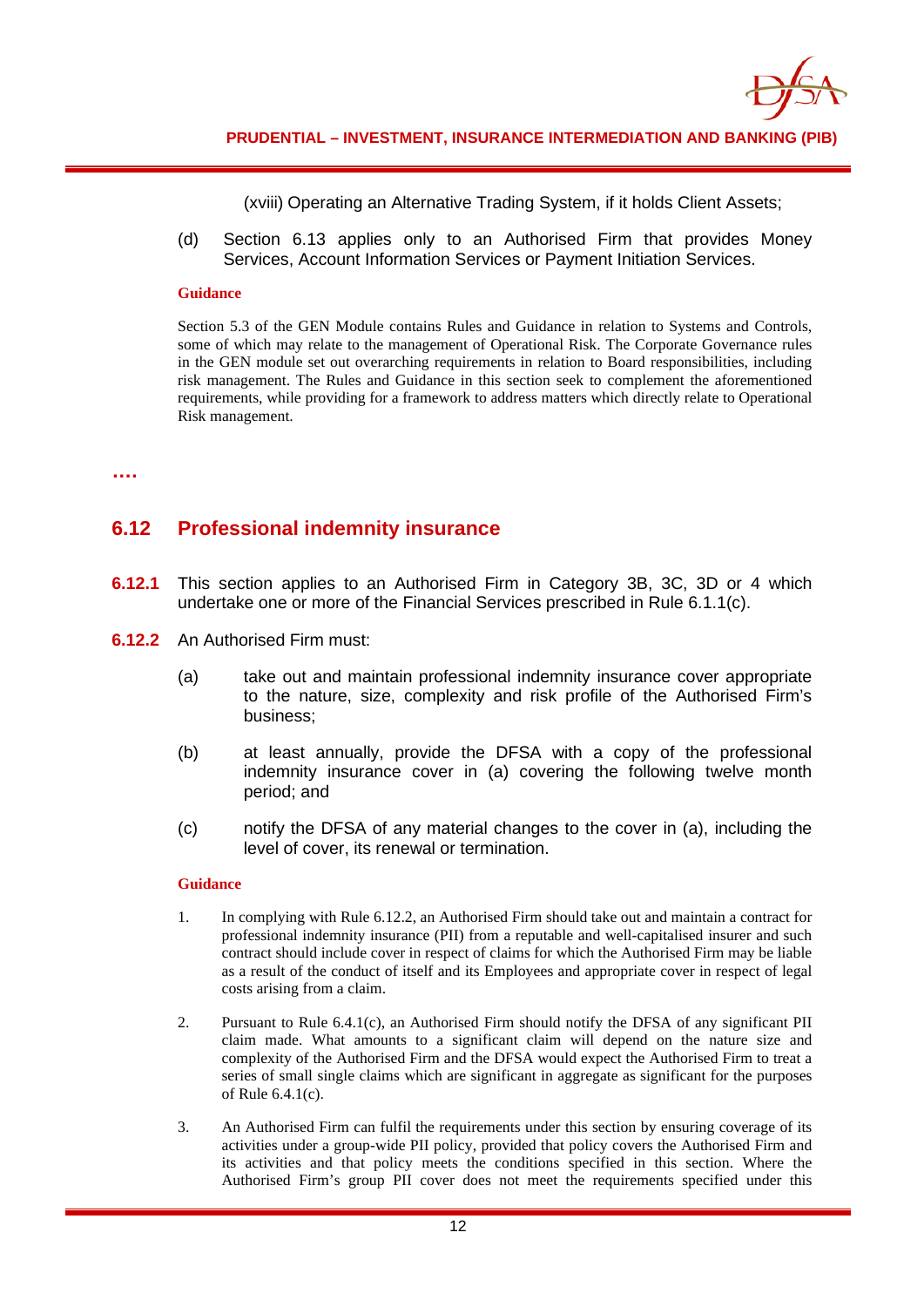(xviii) Operating an Alternative Trading System, if it holds Client Assets;

(d) Section 6.13 applies only to an Authorised Firm that provides Money Services, Account Information Services or Payment Initiation Services.

**Guidance**

Section 5.3 of the GEN Module contains Rules and Guidance in relation to Systems and Controls, some of which may relate to the management of Operational Risk. The Corporate Governance rules in the GEN module set out overarching requirements in relation to Board responsibilities, including risk management. The Rules and Guidance in this section seek to complement the aforementioned requirements, while providing for a framework to address matters which directly relate to Operational Risk management.

**….**

## 6.12 Professional indemnity insurance

**6.12.1** This section applies to an Authorised Firm in Category 3B, 3C, 3D or 4 which undertake one or more of the Financial Services prescribed in Rule 6.1.1(c).

**6.12.2** An Authorised Firm must:

(a) take out and maintain professional indemnity insurance cover appropriate to the nature, size, complexity and risk profile of the Authorised Firm's business;

(b) at least annually, provide the DFSA with a copy of the professional indemnity insurance cover in (a) covering the following twelve month period; and

(c) notify the DFSA of any material changes to the cover in (a), including the level of cover, its renewal or termination.

**Guidance**

1. In complying with Rule 6.12.2, an Authorised Firm should take out and maintain a contract for professional indemnity insurance (PII) from a reputable and well-capitalised insurer and such contract should include cover in respect of claims for which the Authorised Firm may be liable as a result of the conduct of itself and its Employees and appropriate cover in respect of legal costs arising from a claim.

2. Pursuant to Rule 6.4.1(c), an Authorised Firm should notify the DFSA of any significant PII claim made. What amounts to a significant claim will depend on the nature size and complexity of the Authorised Firm and the DFSA would expect the Authorised Firm to treat a series of small single claims which are significant in aggregate as significant for the purposes of Rule 6.4.1(c).

3. An Authorised Firm can fulfil the requirements under this section by ensuring coverage of its activities under a group-wide PII policy, provided that policy covers the Authorised Firm and its activities and that policy meets the conditions specified in this section. Where the Authorised Firm's group PII cover does not meet the requirements specified under this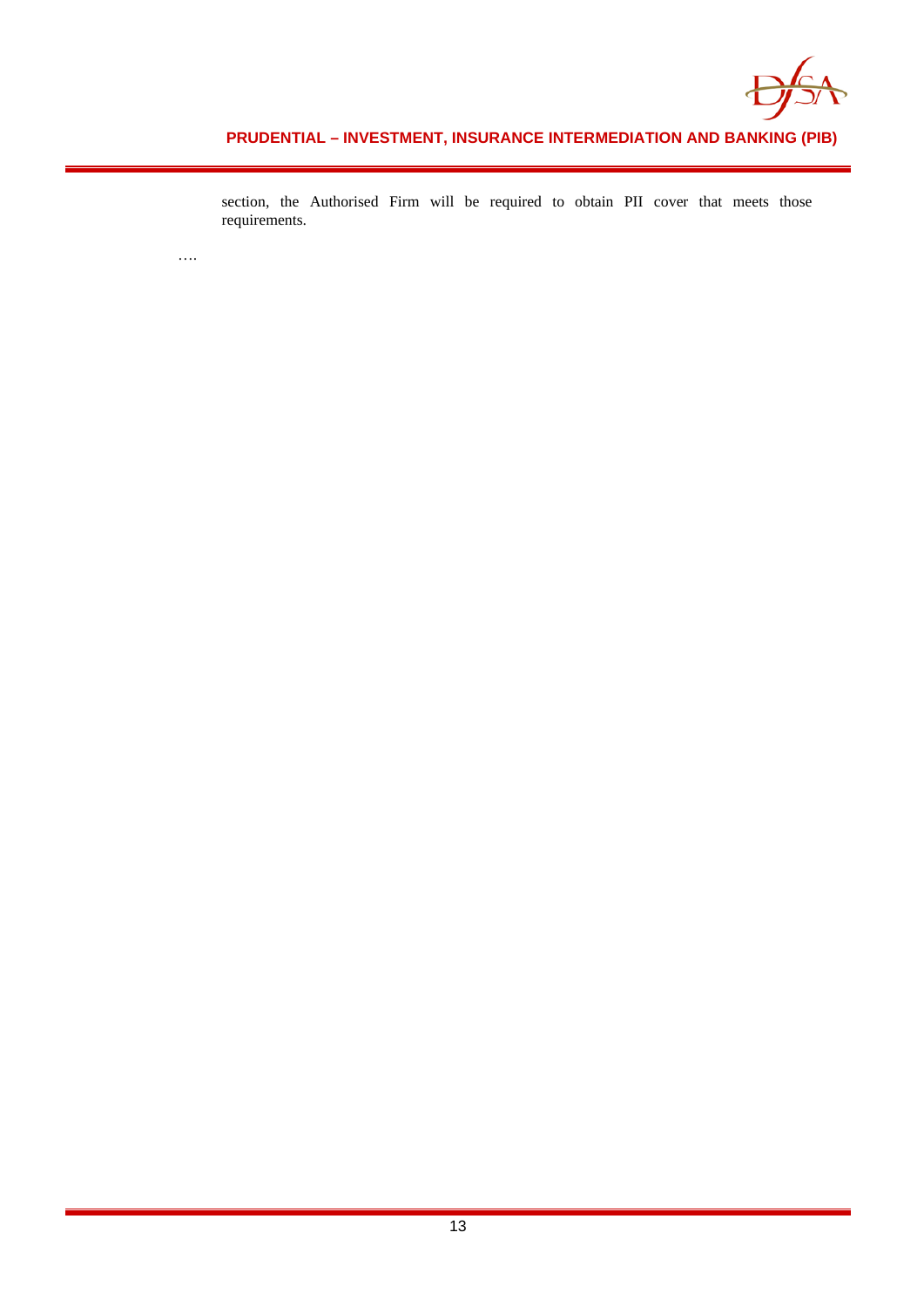section, the Authorised Firm will be required to obtain PII cover that meets those requirements.

….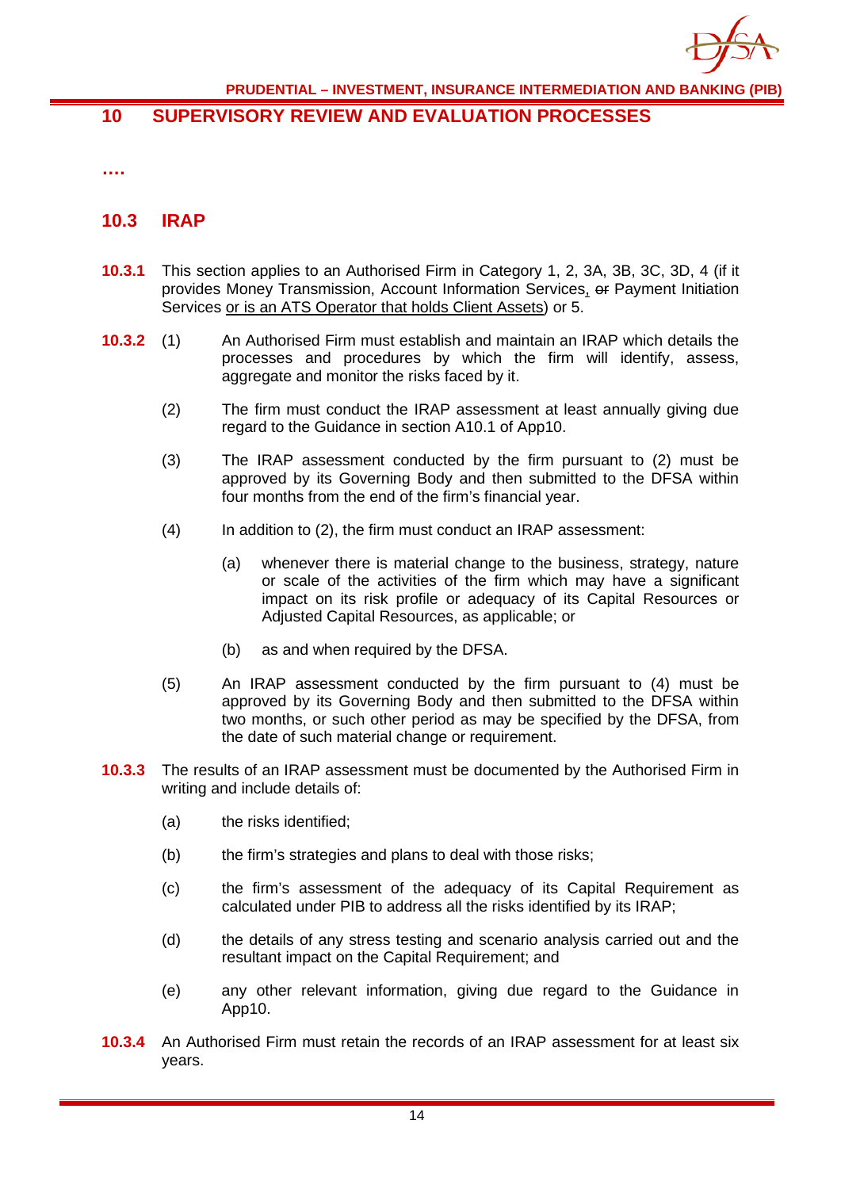## 10 SUPERVISORY REVIEW AND EVALUATION PROCESSES

**….**

### 10.3 IRAP

**10.3.1** This section applies to an Authorised Firm in Category 1, 2, 3A, 3B, 3C, 3D, 4 (if it provides Money Transmission, Account Information Services, ~~or~~ Payment Initiation Services <u>or is an ATS Operator that holds Client Assets</u>) or 5.

**10.3.2** (1) An Authorised Firm must establish and maintain an IRAP which details the processes and procedures by which the firm will identify, assess, aggregate and monitor the risks faced by it.

(2) The firm must conduct the IRAP assessment at least annually giving due regard to the Guidance in section A10.1 of App10.

(3) The IRAP assessment conducted by the firm pursuant to (2) must be approved by its Governing Body and then submitted to the DFSA within four months from the end of the firm's financial year.

(4) In addition to (2), the firm must conduct an IRAP assessment:

(a) whenever there is material change to the business, strategy, nature or scale of the activities of the firm which may have a significant impact on its risk profile or adequacy of its Capital Resources or Adjusted Capital Resources, as applicable; or

(b) as and when required by the DFSA.

(5) An IRAP assessment conducted by the firm pursuant to (4) must be approved by its Governing Body and then submitted to the DFSA within two months, or such other period as may be specified by the DFSA, from the date of such material change or requirement.

**10.3.3** The results of an IRAP assessment must be documented by the Authorised Firm in writing and include details of:

(a) the risks identified;

(b) the firm's strategies and plans to deal with those risks;

(c) the firm's assessment of the adequacy of its Capital Requirement as calculated under PIB to address all the risks identified by its IRAP;

(d) the details of any stress testing and scenario analysis carried out and the resultant impact on the Capital Requirement; and

(e) any other relevant information, giving due regard to the Guidance in App10.

**10.3.4** An Authorised Firm must retain the records of an IRAP assessment for at least six years.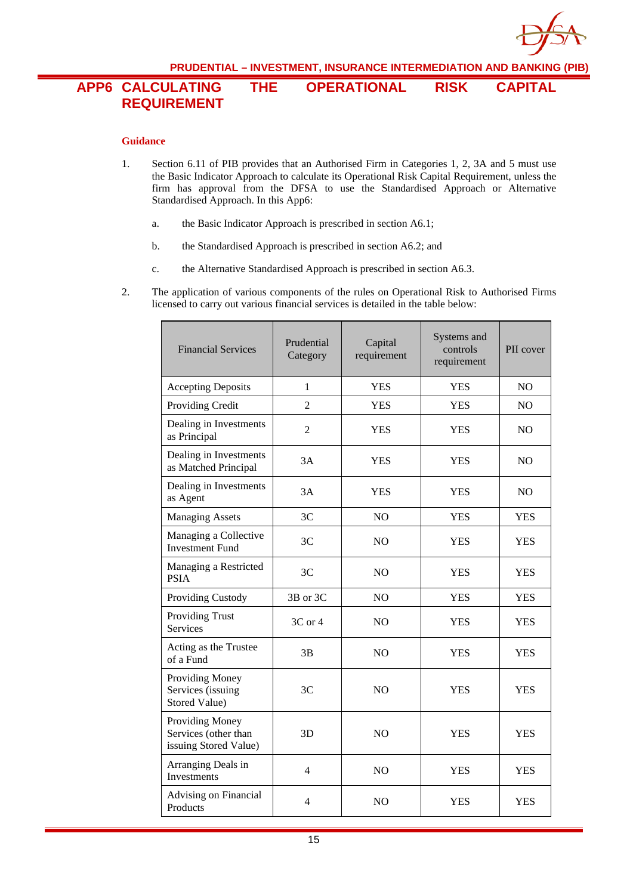# APP6 CALCULATING THE OPERATIONAL RISK CAPITAL REQUIREMENT

**Guidance**

1. Section 6.11 of PIB provides that an Authorised Firm in Categories 1, 2, 3A and 5 must use the Basic Indicator Approach to calculate its Operational Risk Capital Requirement, unless the firm has approval from the DFSA to use the Standardised Approach or Alternative Standardised Approach. In this App6:

   a. the Basic Indicator Approach is prescribed in section A6.1;

   b. the Standardised Approach is prescribed in section A6.2; and

   c. the Alternative Standardised Approach is prescribed in section A6.3.

2. The application of various components of the rules on Operational Risk to Authorised Firms licensed to carry out various financial services is detailed in the table below:

| Financial Services | Prudential Category | Capital requirement | Systems and controls requirement | PII cover |
|---|---|---|---|---|
| Accepting Deposits | 1 | YES | YES | NO |
| Providing Credit | 2 | YES | YES | NO |
| Dealing in Investments as Principal | 2 | YES | YES | NO |
| Dealing in Investments as Matched Principal | 3A | YES | YES | NO |
| Dealing in Investments as Agent | 3A | YES | YES | NO |
| Managing Assets | 3C | NO | YES | YES |
| Managing a Collective Investment Fund | 3C | NO | YES | YES |
| Managing a Restricted PSIA | 3C | NO | YES | YES |
| Providing Custody | 3B or 3C | NO | YES | YES |
| Providing Trust Services | 3C or 4 | NO | YES | YES |
| Acting as the Trustee of a Fund | 3B | NO | YES | YES |
| Providing Money Services (issuing Stored Value) | 3C | NO | YES | YES |
| Providing Money Services (other than issuing Stored Value) | 3D | NO | YES | YES |
| Arranging Deals in Investments | 4 | NO | YES | YES |
| Advising on Financial Products | 4 | NO | YES | YES |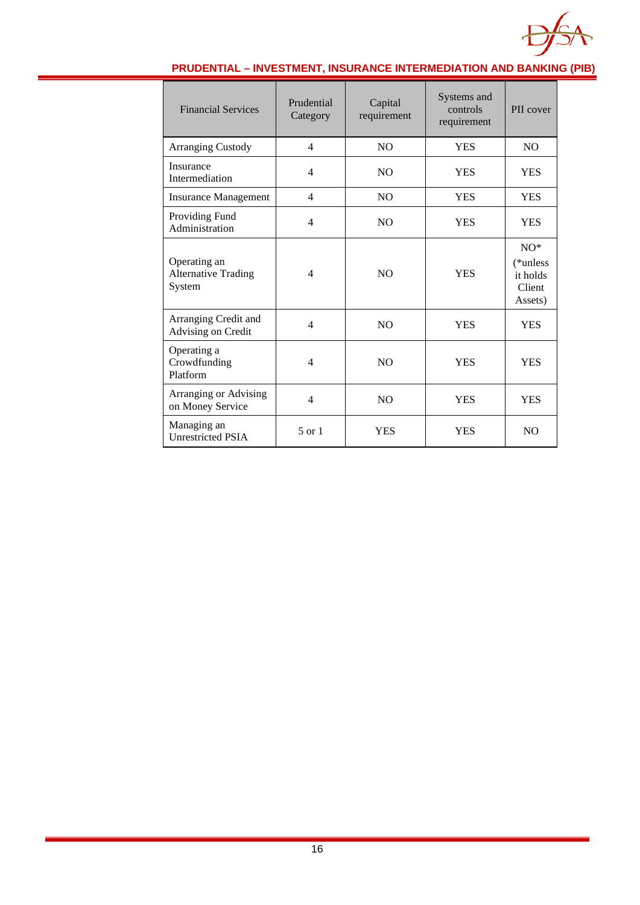| Financial Services | Prudential Category | Capital requirement | Systems and controls requirement | PII cover |
|---|---|---|---|---|
| Arranging Custody | 4 | NO | YES | NO |
| Insurance Intermediation | 4 | NO | YES | YES |
| Insurance Management | 4 | NO | YES | YES |
| Providing Fund Administration | 4 | NO | YES | YES |
| Operating an Alternative Trading System | 4 | NO | YES | NO* (*unless it holds Client Assets) |
| Arranging Credit and Advising on Credit | 4 | NO | YES | YES |
| Operating a Crowdfunding Platform | 4 | NO | YES | YES |
| Arranging or Advising on Money Service | 4 | NO | YES | YES |
| Managing an Unrestricted PSIA | 5 or 1 | YES | YES | NO |